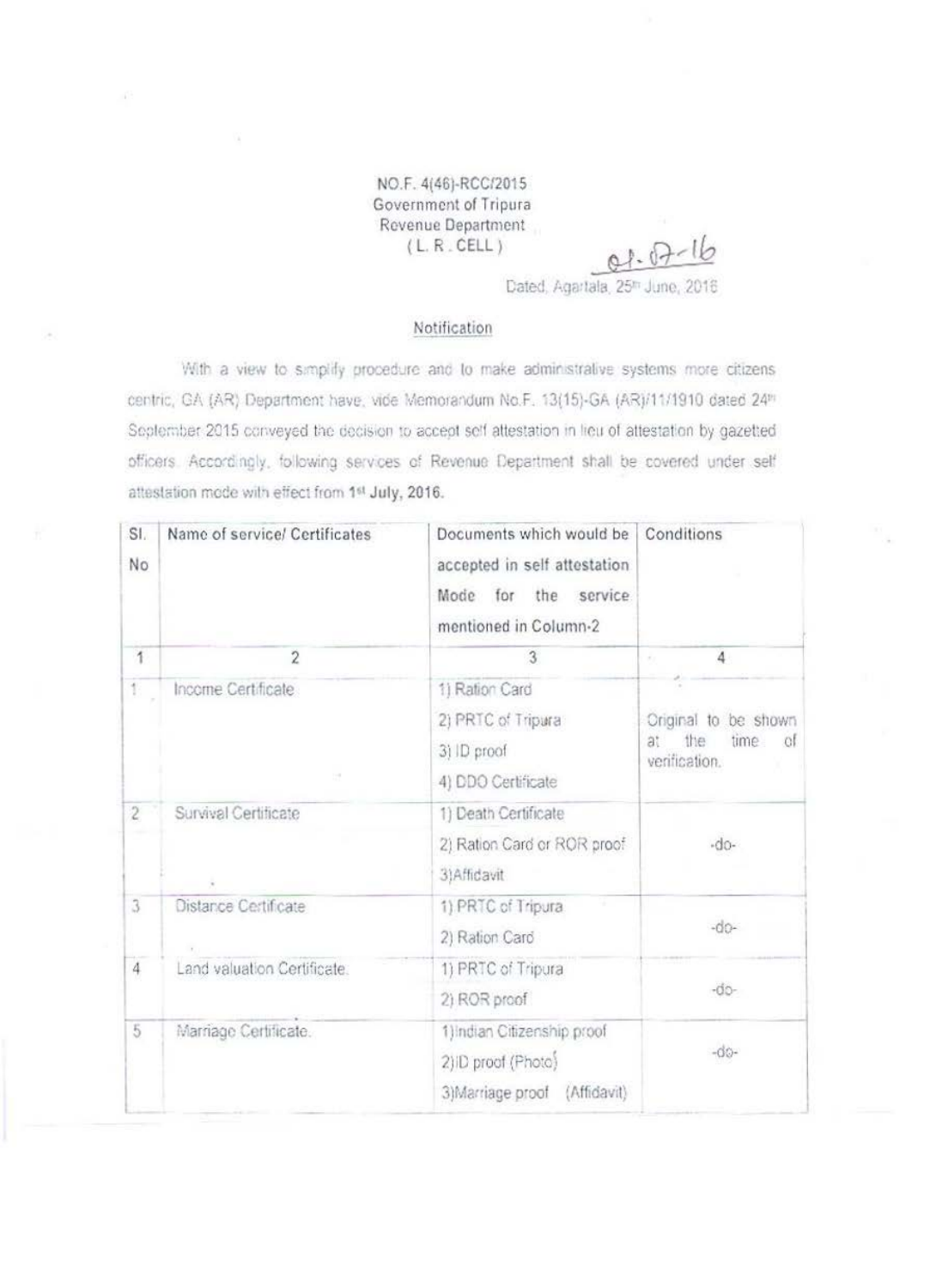NO.F. 4(46)-RCC/2015
Government of Tripura
Revenue Department
(L.R. CELL)

01.07-16

Dated, Agartala, 25th June, 2016

## Notification

With a view to simplify procedure and to make administrative systems more citizens centric, GA (AR) Department have, vide Memorandum No.F. 13(15)-GA (AR)/11/1910 dated 24th September 2015 conveyed the decision to accept self attestation in lieu of attestation by gazetted officers. Accordingly, following services of Revenue Department shall be covered under self attestation mode with effect from 1st **July, 2016.**

| Sl. No | Name of service/ Certificates | Documents which would be accepted in self attestation Mode for the service mentioned in Column-2 | Conditions |
|---|---|---|---|
| 1 | 2 | 3 | 4 |
| 1 | Income Certificate | 1) Ration Card<br>2) PRTC of Tripura<br>3) ID proof<br>4) DDO Certificate | Original to be shown at the time of verification. |
| 2 | Survival Certificate | 1) Death Certificate<br>2) Ration Card or ROR proof<br>3)Affidavit | -do- |
| 3 | Distance Certificate | 1) PRTC of Tripura<br>2) Ration Card | -do- |
| 4 | Land valuation Certificate. | 1) PRTC of Tripura<br>2) ROR proof | -do- |
| 5 | Marriage Certificate. | 1)Indian Citizenship proof<br>2)ID proof (Photo)<br>3)Marriage proof (Affidavit) | -do- |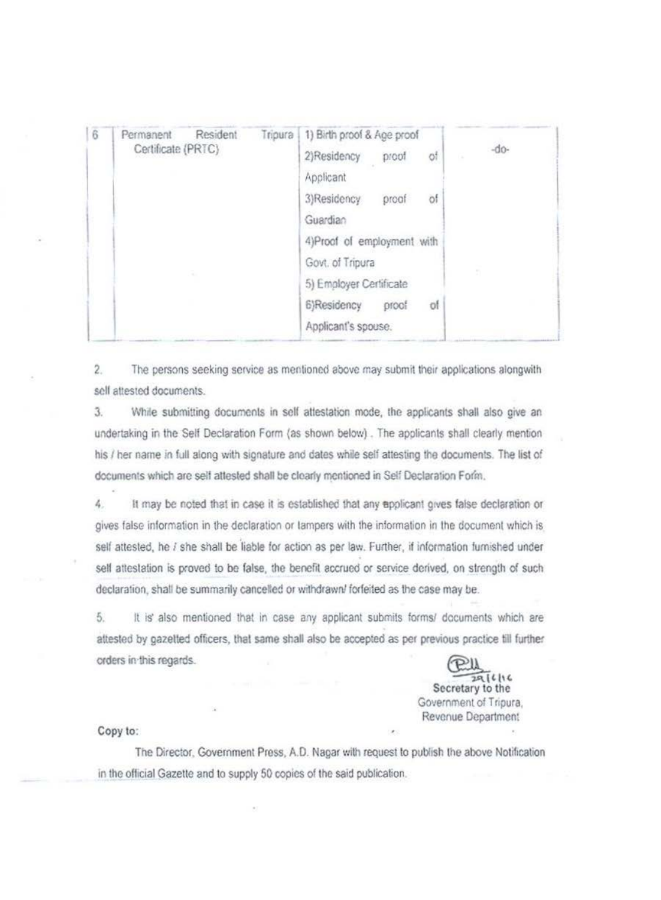| 6 | Permanent Resident Tripura Certificate (PRTC) | 1) Birth proof & Age proof<br>2)Residency proof of Applicant<br>3)Residency proof of Guardian<br>4)Proof of employment with Govt. of Tripura<br>5) Employer Certificate<br>6)Residency proof of Applicant's spouse. | -do- |
|---|---|---|---|

2. The persons seeking service as mentioned above may submit their applications alongwith self attested documents.

3. While submitting documents in self attestation mode, the applicants shall also give an undertaking in the Self Declaration Form (as shown below). The applicants shall clearly mention his / her name in full along with signature and dates while self attesting the documents. The list of documents which are self attested shall be clearly mentioned in Self Declaration Form.

4. It may be noted that in case it is established that any applicant gives false declaration or gives false information in the declaration or tampers with the information in the document which is self attested, he / she shall be liable for action as per law. Further, if information furnished under self attestation is proved to be false, the benefit accrued or service derived, on strength of such declaration, shall be summarily cancelled or withdrawn/ forfeited as the case may be.

5. It is also mentioned that in case any applicant submits forms/ documents which are attested by gazetted officers, that same shall also be accepted as per previous practice till further orders in this regards.

29/6/16
Secretary to the
Government of Tripura,
Revenue Department

**Copy to:**

The Director, Government Press, A.D. Nagar with request to publish the above Notification in the official Gazette and to supply 50 copies of the said publication.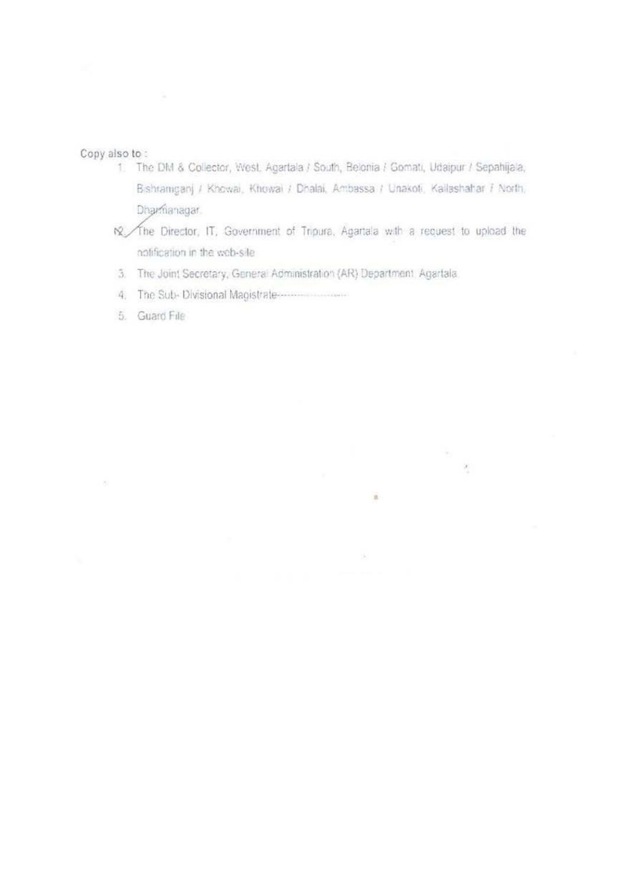Copy also to :

1. The DM & Collector, West, Agartala / South, Belonia / Gomati, Udaipur / Sepahijala, Bishramganj / Khowai, Khowai / Dhalai, Ambassa / Unakoti, Kailashahar / North, Dharmanagar.
2. The Director, IT, Government of Tripura, Agartala with a request to upload the notification in the web-site
3. The Joint Secretary, General Administration (AR) Department, Agartala
4. The Sub- Divisional Magistrate-------------------
5. Guard File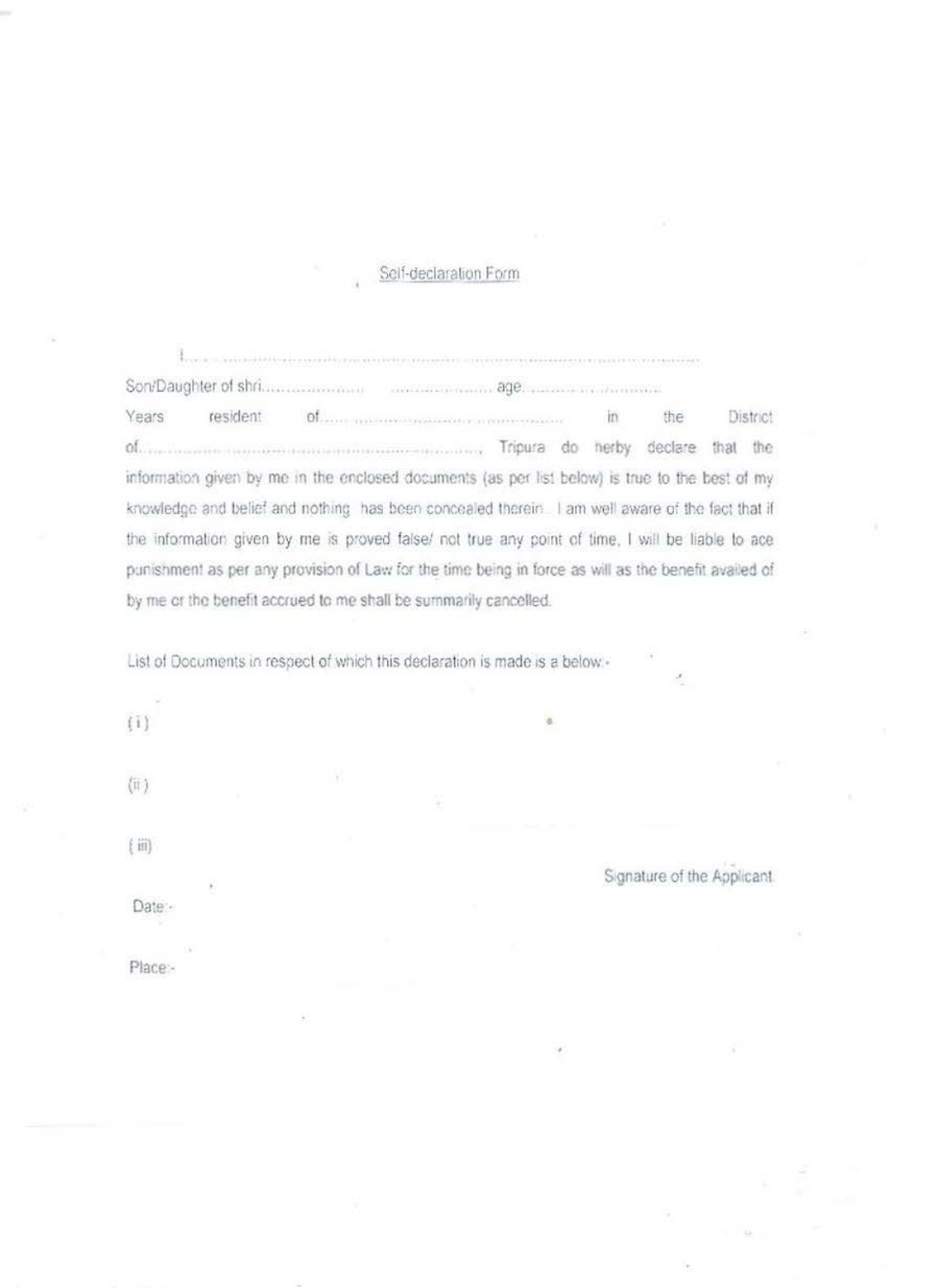Self-declaration Form

I.........................................................................................................

Son/Daughter of shri.................... .................... age.............................

Years resident of.................................................... in the District of.................................................................., Tripura do herby declare that the information given by me in the enclosed documents (as per list below) is true to the best of my knowledge and belief and nothing has been concealed therein. I am well aware of the fact that if the information given by me is proved false/ not true any point of time, I will be liable to ace punishment as per any provision of Law for the time being in force as will as the benefit availed of by me or the benefit accrued to me shall be summarily cancelled.

List of Documents in respect of which this declaration is made is a below:-

( i )

( ii )

( iii )

Signature of the Applicant

Date:-

Place:-